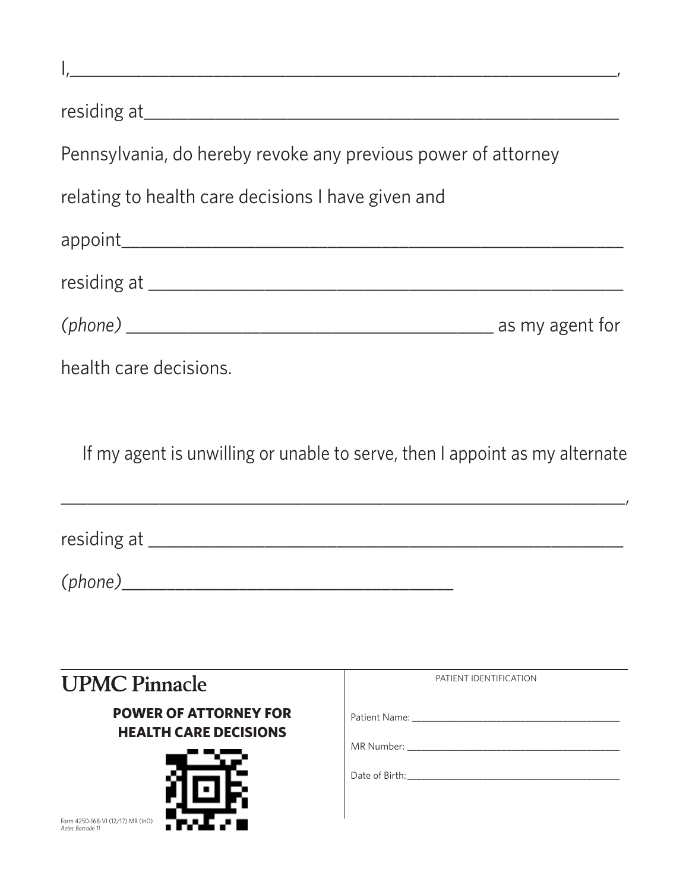I,____________________________________________________________,

residing at_____________________________________________________

Pennsylvania, do hereby revoke any previous power of attorney

relating to health care decisions I have given and

appoint_________________________________________________________

residing at _____________________________________________________

*(phone)* ________________________________________ as my agent for

health care decisions.

If my agent is unwilling or unable to serve, then I appoint as my alternate

_______________________________________________________________,

residing at _____________________________________________________

*(phone)*_____________________________________

---

**UPMC Pinnacle**

**POWER OF ATTORNEY FOR HEALTH CARE DECISIONS**

Form 4250-168-VI (12/17) MR (InD)
*Aztec Barcode 11*

PATIENT IDENTIFICATION

Patient Name: ____________________________________________

MR Number: ______________________________________________

Date of Birth: ____________________________________________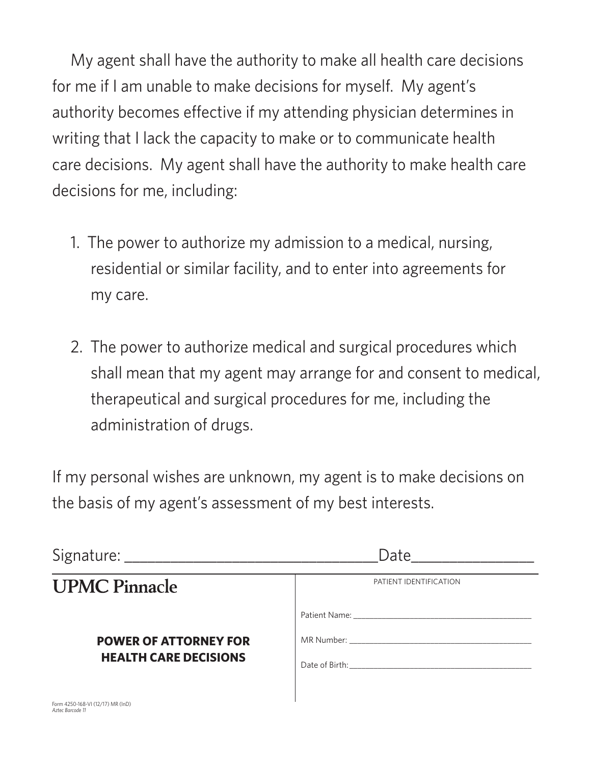My agent shall have the authority to make all health care decisions for me if I am unable to make decisions for myself. My agent's authority becomes effective if my attending physician determines in writing that I lack the capacity to make or to communicate health care decisions. My agent shall have the authority to make health care decisions for me, including:

1. The power to authorize my admission to a medical, nursing, residential or similar facility, and to enter into agreements for my care.

2. The power to authorize medical and surgical procedures which shall mean that my agent may arrange for and consent to medical, therapeutical and surgical procedures for me, including the administration of drugs.

If my personal wishes are unknown, my agent is to make decisions on the basis of my agent's assessment of my best interests.

Signature: ________________________________ Date_______________

**UPMC Pinnacle**

**POWER OF ATTORNEY FOR HEALTH CARE DECISIONS**

PATIENT IDENTIFICATION

Patient Name: ________________________________

MR Number: ________________________________

Date of Birth: ________________________________

Form 4250-168-VI (12/17) MR (InD)
*Aztec Barcode 11*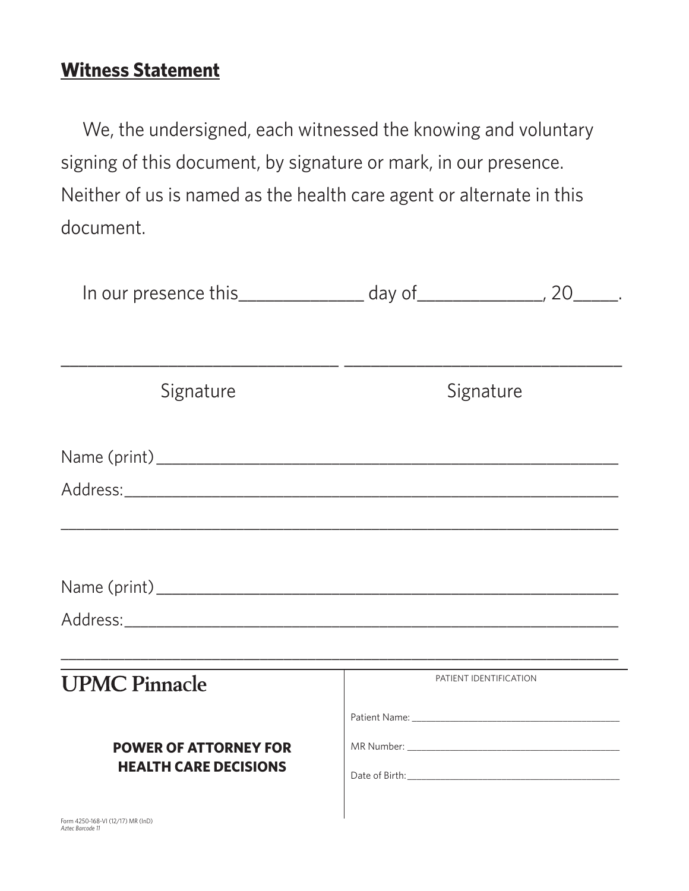## Witness Statement

We, the undersigned, each witnessed the knowing and voluntary signing of this document, by signature or mark, in our presence. Neither of us is named as the health care agent or alternate in this document.

In our presence this_____________ day of_____________, 20_____.

_______________________________ _______________________________

Signature Signature

Name (print) ______________________________________________________

Address:__________________________________________________________

__________________________________________________________________

Name (print) ______________________________________________________

Address:__________________________________________________________

__________________________________________________________________

**UPMC Pinnacle**

**POWER OF ATTORNEY FOR HEALTH CARE DECISIONS**

PATIENT IDENTIFICATION

Patient Name: ________________________________________

MR Number: __________________________________________

Date of Birth: ________________________________________

Form 4250-168-VI (12/17) MR (InD)
*Aztec Barcode 11*